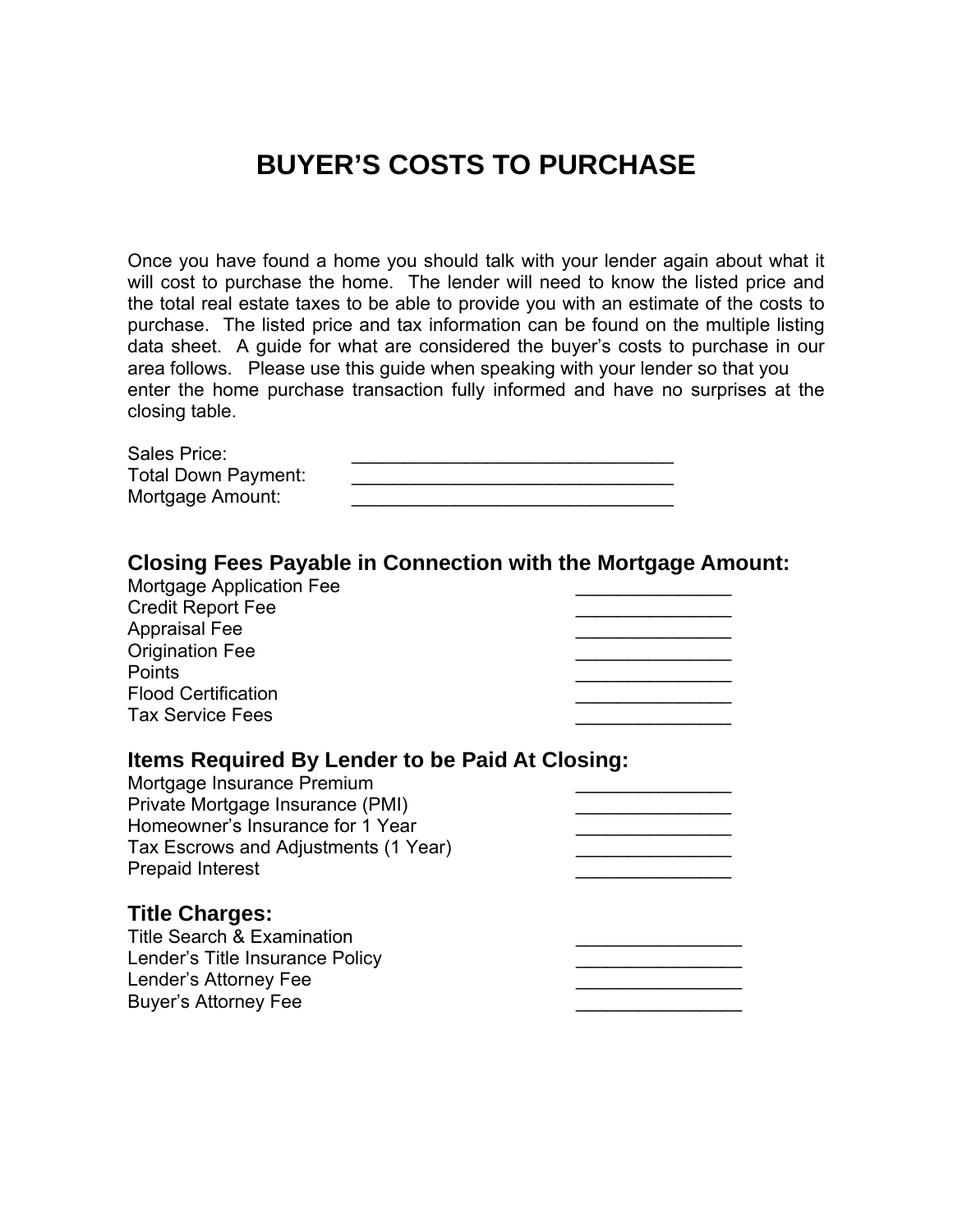# BUYER'S COSTS TO PURCHASE

Once you have found a home you should talk with your lender again about what it will cost to purchase the home. The lender will need to know the listed price and the total real estate taxes to be able to provide you with an estimate of the costs to purchase. The listed price and tax information can be found on the multiple listing data sheet. A guide for what are considered the buyer's costs to purchase in our area follows. Please use this guide when speaking with your lender so that you enter the home purchase transaction fully informed and have no surprises at the closing table.

Sales Price: _______________________________
Total Down Payment: _______________________________
Mortgage Amount: _______________________________

## Closing Fees Payable in Connection with the Mortgage Amount:

Mortgage Application Fee _______________
Credit Report Fee _______________
Appraisal Fee _______________
Origination Fee _______________
Points _______________
Flood Certification _______________
Tax Service Fees _______________

## Items Required By Lender to be Paid At Closing:

Mortgage Insurance Premium _______________
Private Mortgage Insurance (PMI) _______________
Homeowner's Insurance for 1 Year _______________
Tax Escrows and Adjustments (1 Year) _______________
Prepaid Interest _______________

## Title Charges:

Title Search & Examination ________________
Lender's Title Insurance Policy ________________
Lender's Attorney Fee ________________
Buyer's Attorney Fee ________________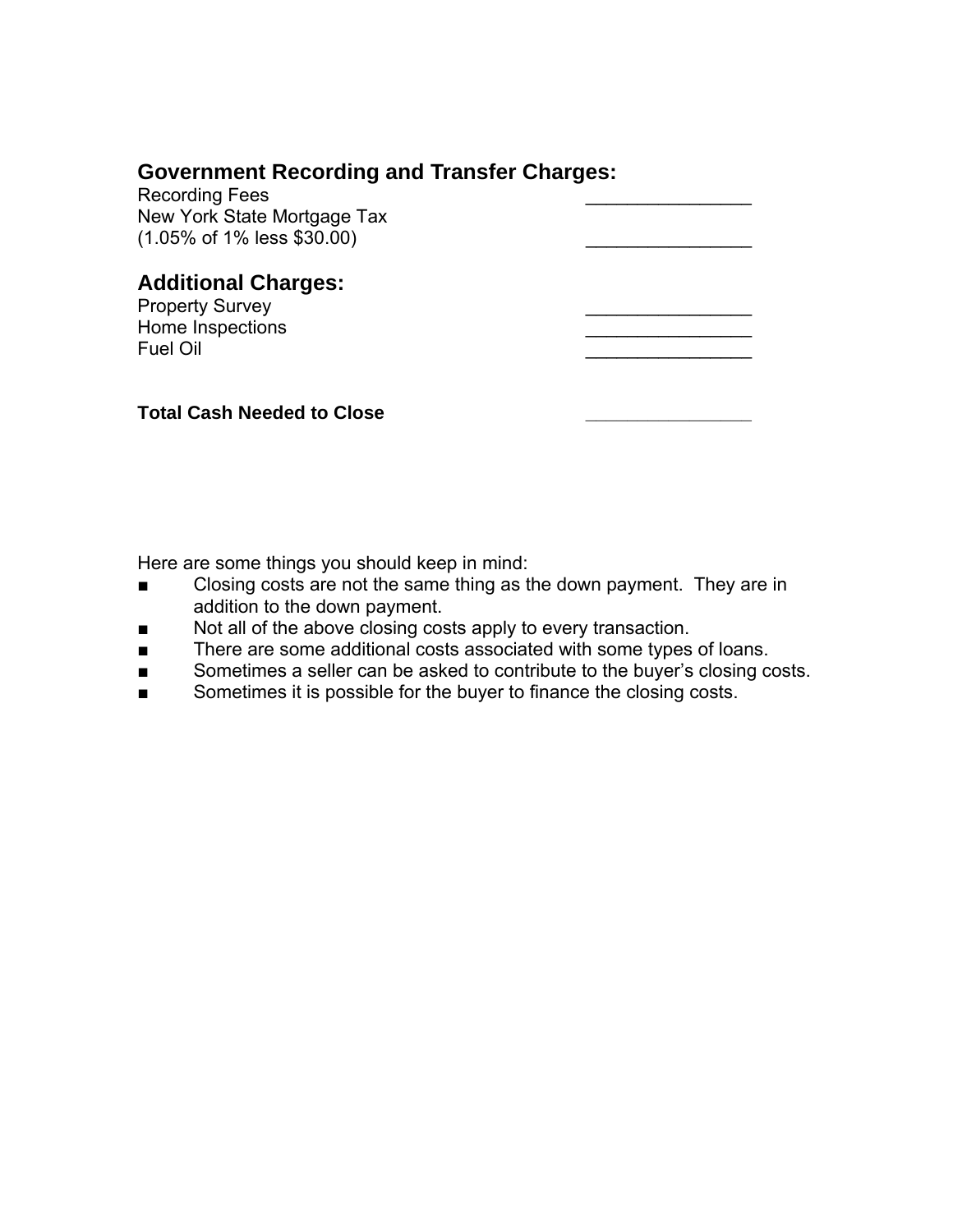## Government Recording and Transfer Charges:

| | |
|---|---|
| Recording Fees | ________________ |
| New York State Mortgage Tax (1.05% of 1% less $30.00) | ________________ |

## Additional Charges:

| | |
|---|---|
| Property Survey | ________________ |
| Home Inspections | ________________ |
| Fuel Oil | ________________ |

**Total Cash Needed to Close** ________________

Here are some things you should keep in mind:

- Closing costs are not the same thing as the down payment. They are in addition to the down payment.
- Not all of the above closing costs apply to every transaction.
- There are some additional costs associated with some types of loans.
- Sometimes a seller can be asked to contribute to the buyer's closing costs.
- Sometimes it is possible for the buyer to finance the closing costs.